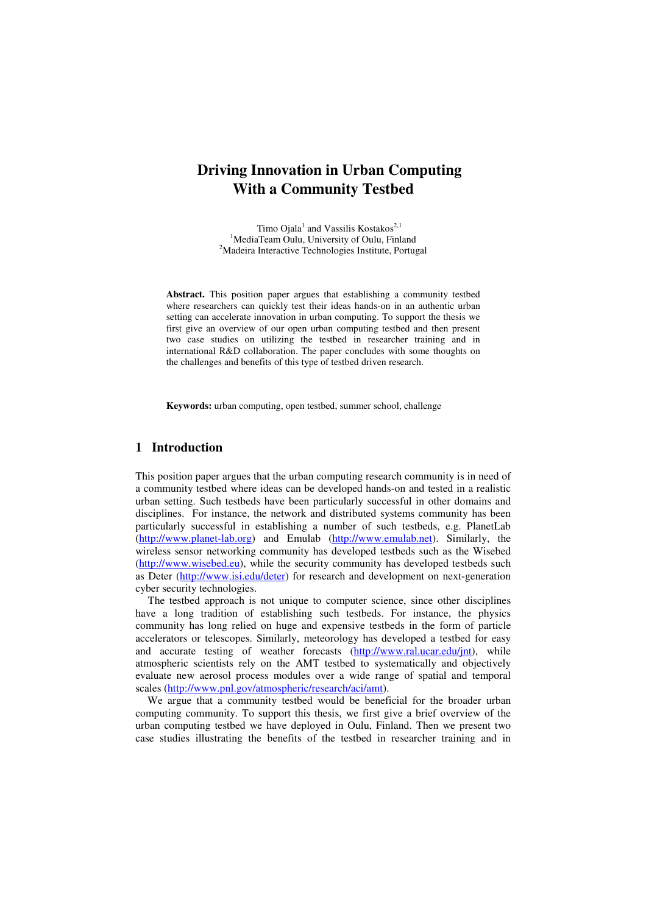# Driving Innovation in Urban Computing With a Community Testbed

Timo Ojala[1] and Vassilis Kostakos[2,1]

[1]MediaTeam Oulu, University of Oulu, Finland
[2]Madeira Interactive Technologies Institute, Portugal

**Abstract.** This position paper argues that establishing a community testbed where researchers can quickly test their ideas hands-on in an authentic urban setting can accelerate innovation in urban computing. To support the thesis we first give an overview of our open urban computing testbed and then present two case studies on utilizing the testbed in researcher training and in international R&D collaboration. The paper concludes with some thoughts on the challenges and benefits of this type of testbed driven research.

**Keywords:** urban computing, open testbed, summer school, challenge

## 1 Introduction

This position paper argues that the urban computing research community is in need of a community testbed where ideas can be developed hands-on and tested in a realistic urban setting. Such testbeds have been particularly successful in other domains and disciplines. For instance, the network and distributed systems community has been particularly successful in establishing a number of such testbeds, e.g. PlanetLab (http://www.planet-lab.org) and Emulab (http://www.emulab.net). Similarly, the wireless sensor networking community has developed testbeds such as the Wisebed (http://www.wisebed.eu), while the security community has developed testbeds such as Deter (http://www.isi.edu/deter) for research and development on next-generation cyber security technologies.

The testbed approach is not unique to computer science, since other disciplines have a long tradition of establishing such testbeds. For instance, the physics community has long relied on huge and expensive testbeds in the form of particle accelerators or telescopes. Similarly, meteorology has developed a testbed for easy and accurate testing of weather forecasts (http://www.ral.ucar.edu/jnt), while atmospheric scientists rely on the AMT testbed to systematically and objectively evaluate new aerosol process modules over a wide range of spatial and temporal scales (http://www.pnl.gov/atmospheric/research/aci/amt).

We argue that a community testbed would be beneficial for the broader urban computing community. To support this thesis, we first give a brief overview of the urban computing testbed we have deployed in Oulu, Finland. Then we present two case studies illustrating the benefits of the testbed in researcher training and in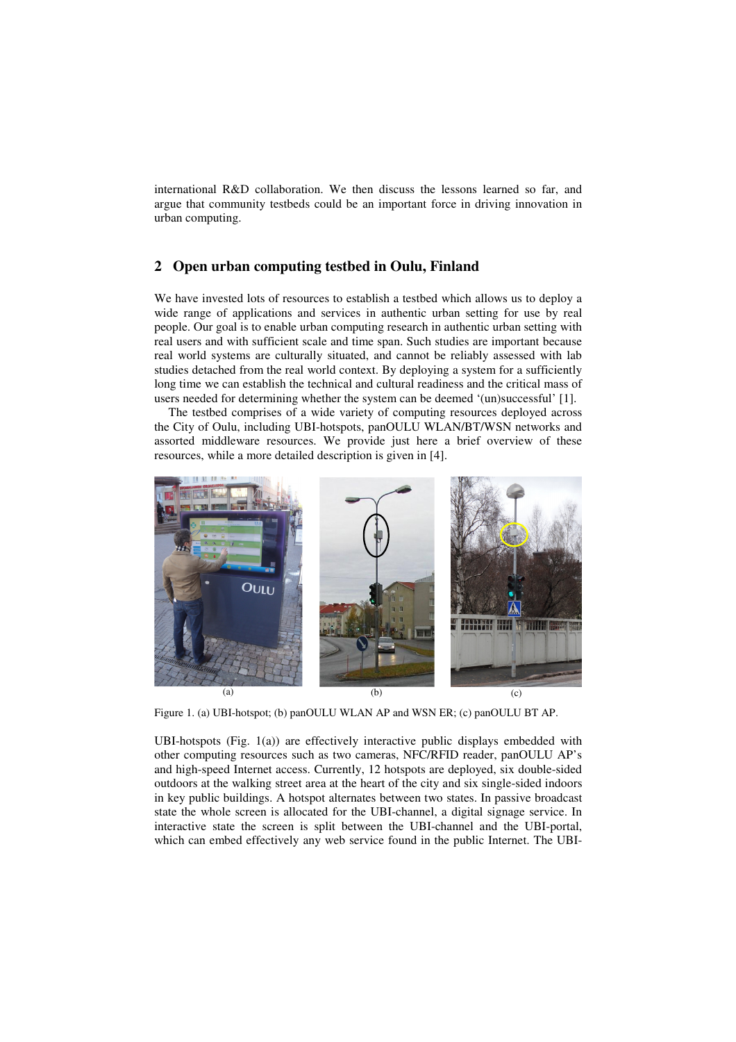international R&D collaboration. We then discuss the lessons learned so far, and argue that community testbeds could be an important force in driving innovation in urban computing.

## 2 Open urban computing testbed in Oulu, Finland

We have invested lots of resources to establish a testbed which allows us to deploy a wide range of applications and services in authentic urban setting for use by real people. Our goal is to enable urban computing research in authentic urban setting with real users and with sufficient scale and time span. Such studies are important because real world systems are culturally situated, and cannot be reliably assessed with lab studies detached from the real world context. By deploying a system for a sufficiently long time we can establish the technical and cultural readiness and the critical mass of users needed for determining whether the system can be deemed '(un)successful' [1].

The testbed comprises of a wide variety of computing resources deployed across the City of Oulu, including UBI-hotspots, panOULU WLAN/BT/WSN networks and assorted middleware resources. We provide just here a brief overview of these resources, while a more detailed description is given in [4].

Figure 1. (a) UBI-hotspot; (b) panOULU WLAN AP and WSN ER; (c) panOULU BT AP.

UBI-hotspots (Fig. 1(a)) are effectively interactive public displays embedded with other computing resources such as two cameras, NFC/RFID reader, panOULU AP's and high-speed Internet access. Currently, 12 hotspots are deployed, six double-sided outdoors at the walking street area at the heart of the city and six single-sided indoors in key public buildings. A hotspot alternates between two states. In passive broadcast state the whole screen is allocated for the UBI-channel, a digital signage service. In interactive state the screen is split between the UBI-channel and the UBI-portal, which can embed effectively any web service found in the public Internet. The UBI-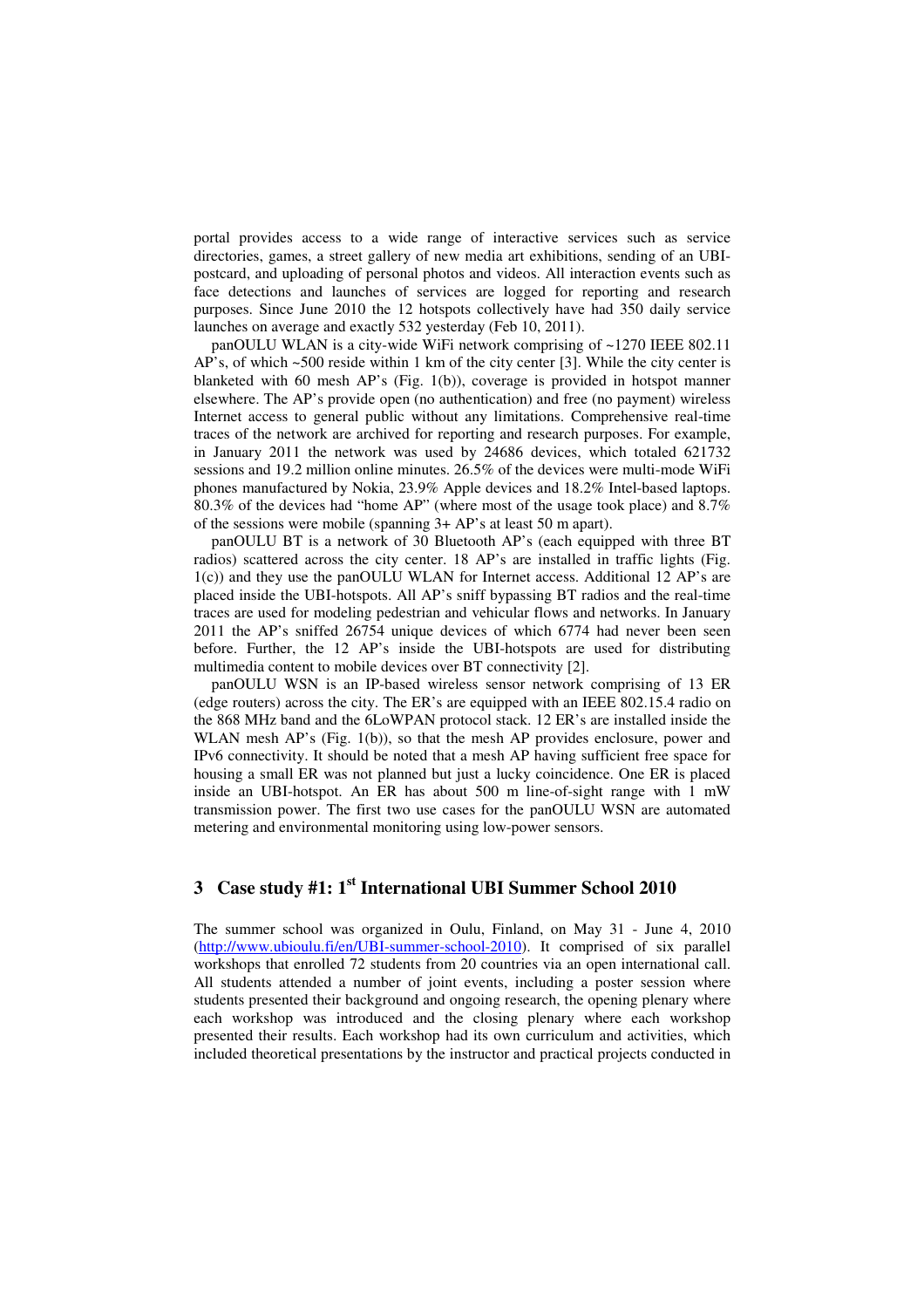portal provides access to a wide range of interactive services such as service directories, games, a street gallery of new media art exhibitions, sending of an UBI-postcard, and uploading of personal photos and videos. All interaction events such as face detections and launches of services are logged for reporting and research purposes. Since June 2010 the 12 hotspots collectively have had 350 daily service launches on average and exactly 532 yesterday (Feb 10, 2011).

panOULU WLAN is a city-wide WiFi network comprising of ~1270 IEEE 802.11 AP's, of which ~500 reside within 1 km of the city center [3]. While the city center is blanketed with 60 mesh AP's (Fig. 1(b)), coverage is provided in hotspot manner elsewhere. The AP's provide open (no authentication) and free (no payment) wireless Internet access to general public without any limitations. Comprehensive real-time traces of the network are archived for reporting and research purposes. For example, in January 2011 the network was used by 24686 devices, which totaled 621732 sessions and 19.2 million online minutes. 26.5% of the devices were multi-mode WiFi phones manufactured by Nokia, 23.9% Apple devices and 18.2% Intel-based laptops. 80.3% of the devices had "home AP" (where most of the usage took place) and 8.7% of the sessions were mobile (spanning 3+ AP's at least 50 m apart).

panOULU BT is a network of 30 Bluetooth AP's (each equipped with three BT radios) scattered across the city center. 18 AP's are installed in traffic lights (Fig. 1(c)) and they use the panOULU WLAN for Internet access. Additional 12 AP's are placed inside the UBI-hotspots. All AP's sniff bypassing BT radios and the real-time traces are used for modeling pedestrian and vehicular flows and networks. In January 2011 the AP's sniffed 26754 unique devices of which 6774 had never been seen before. Further, the 12 AP's inside the UBI-hotspots are used for distributing multimedia content to mobile devices over BT connectivity [2].

panOULU WSN is an IP-based wireless sensor network comprising of 13 ER (edge routers) across the city. The ER's are equipped with an IEEE 802.15.4 radio on the 868 MHz band and the 6LoWPAN protocol stack. 12 ER's are installed inside the WLAN mesh AP's (Fig. 1(b)), so that the mesh AP provides enclosure, power and IPv6 connectivity. It should be noted that a mesh AP having sufficient free space for housing a small ER was not planned but just a lucky coincidence. One ER is placed inside an UBI-hotspot. An ER has about 500 m line-of-sight range with 1 mW transmission power. The first two use cases for the panOULU WSN are automated metering and environmental monitoring using low-power sensors.

## 3 Case study #1: 1st International UBI Summer School 2010

The summer school was organized in Oulu, Finland, on May 31 - June 4, 2010 (http://www.ubioulu.fi/en/UBI-summer-school-2010). It comprised of six parallel workshops that enrolled 72 students from 20 countries via an open international call. All students attended a number of joint events, including a poster session where students presented their background and ongoing research, the opening plenary where each workshop was introduced and the closing plenary where each workshop presented their results. Each workshop had its own curriculum and activities, which included theoretical presentations by the instructor and practical projects conducted in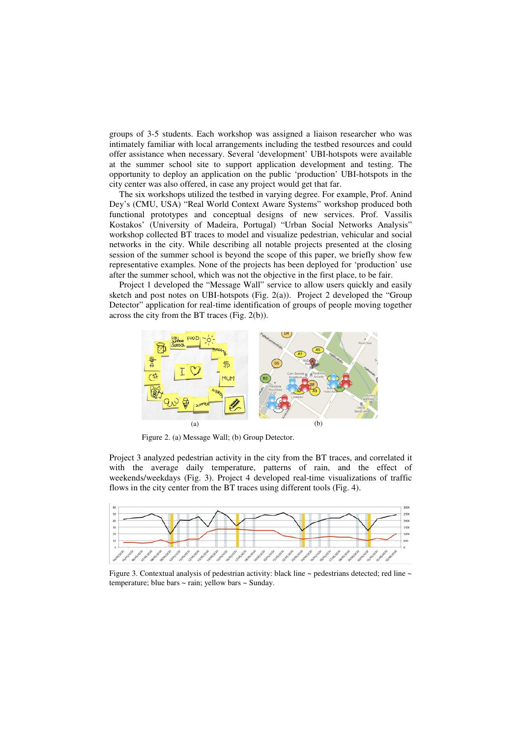groups of 3-5 students. Each workshop was assigned a liaison researcher who was intimately familiar with local arrangements including the testbed resources and could offer assistance when necessary. Several 'development' UBI-hotspots were available at the summer school site to support application development and testing. The opportunity to deploy an application on the public 'production' UBI-hotspots in the city center was also offered, in case any project would get that far.

The six workshops utilized the testbed in varying degree. For example, Prof. Anind Dey's (CMU, USA) "Real World Context Aware Systems" workshop produced both functional prototypes and conceptual designs of new services. Prof. Vassilis Kostakos' (University of Madeira, Portugal) "Urban Social Networks Analysis" workshop collected BT traces to model and visualize pedestrian, vehicular and social networks in the city. While describing all notable projects presented at the closing session of the summer school is beyond the scope of this paper, we briefly show few representative examples. None of the projects has been deployed for 'production' use after the summer school, which was not the objective in the first place, to be fair.

Project 1 developed the "Message Wall" service to allow users quickly and easily sketch and post notes on UBI-hotspots (Fig. 2(a)). Project 2 developed the "Group Detector" application for real-time identification of groups of people moving together across the city from the BT traces (Fig. 2(b)).

(a) (b)

Figure 2. (a) Message Wall; (b) Group Detector.

Project 3 analyzed pedestrian activity in the city from the BT traces, and correlated it with the average daily temperature, patterns of rain, and the effect of weekends/weekdays (Fig. 3). Project 4 developed real-time visualizations of traffic flows in the city center from the BT traces using different tools (Fig. 4).

Figure 3. Contextual analysis of pedestrian activity: black line ~ pedestrians detected; red line ~ temperature; blue bars ~ rain; yellow bars ~ Sunday.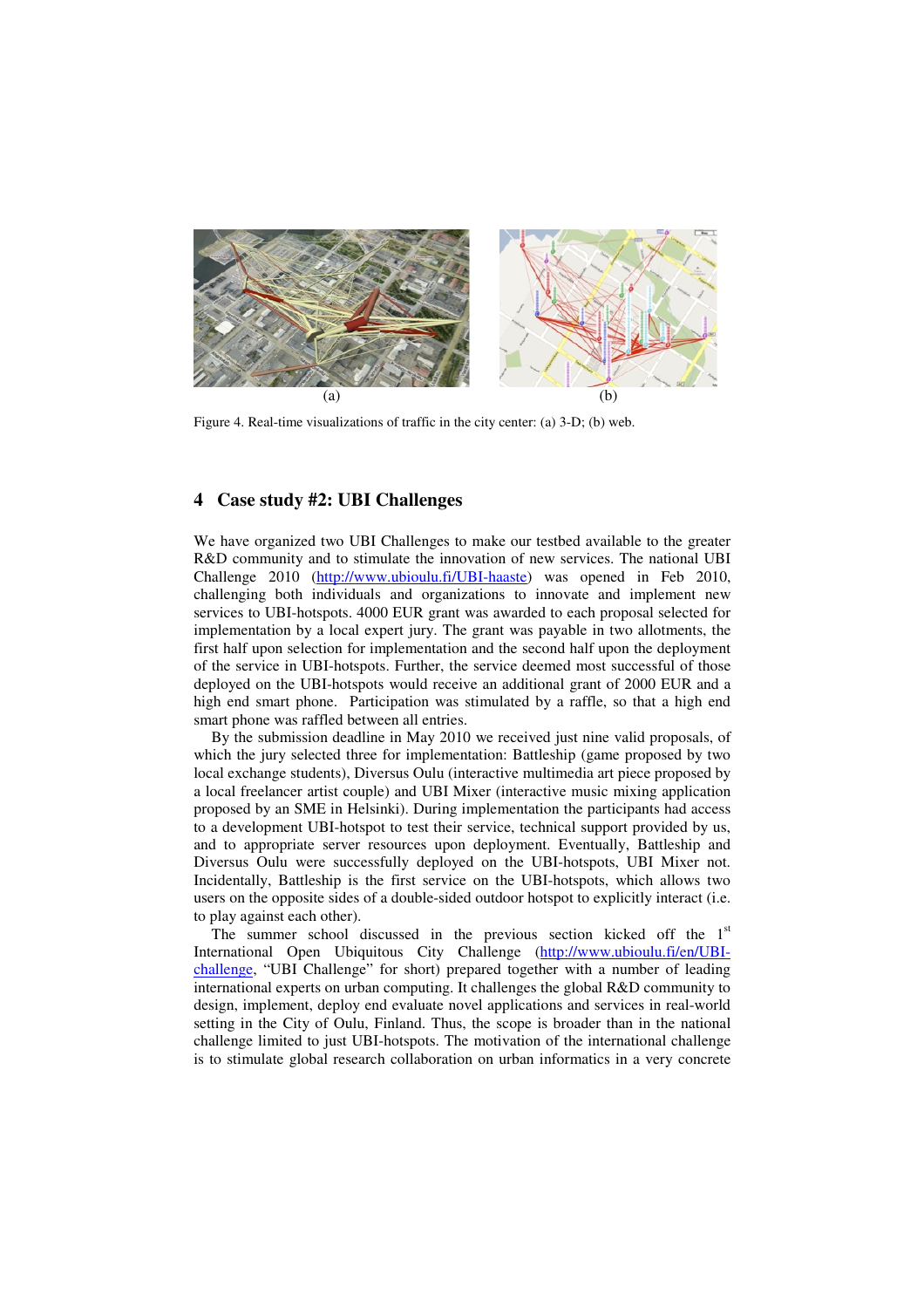(a) (b)

Figure 4. Real-time visualizations of traffic in the city center: (a) 3-D; (b) web.

## 4 Case study #2: UBI Challenges

We have organized two UBI Challenges to make our testbed available to the greater R&D community and to stimulate the innovation of new services. The national UBI Challenge 2010 (http://www.ubioulu.fi/UBI-haaste) was opened in Feb 2010, challenging both individuals and organizations to innovate and implement new services to UBI-hotspots. 4000 EUR grant was awarded to each proposal selected for implementation by a local expert jury. The grant was payable in two allotments, the first half upon selection for implementation and the second half upon the deployment of the service in UBI-hotspots. Further, the service deemed most successful of those deployed on the UBI-hotspots would receive an additional grant of 2000 EUR and a high end smart phone. Participation was stimulated by a raffle, so that a high end smart phone was raffled between all entries.

By the submission deadline in May 2010 we received just nine valid proposals, of which the jury selected three for implementation: Battleship (game proposed by two local exchange students), Diversus Oulu (interactive multimedia art piece proposed by a local freelancer artist couple) and UBI Mixer (interactive music mixing application proposed by an SME in Helsinki). During implementation the participants had access to a development UBI-hotspot to test their service, technical support provided by us, and to appropriate server resources upon deployment. Eventually, Battleship and Diversus Oulu were successfully deployed on the UBI-hotspots, UBI Mixer not. Incidentally, Battleship is the first service on the UBI-hotspots, which allows two users on the opposite sides of a double-sided outdoor hotspot to explicitly interact (i.e. to play against each other).

The summer school discussed in the previous section kicked off the 1st International Open Ubiquitous City Challenge (http://www.ubioulu.fi/en/UBI-challenge, "UBI Challenge" for short) prepared together with a number of leading international experts on urban computing. It challenges the global R&D community to design, implement, deploy end evaluate novel applications and services in real-world setting in the City of Oulu, Finland. Thus, the scope is broader than in the national challenge limited to just UBI-hotspots. The motivation of the international challenge is to stimulate global research collaboration on urban informatics in a very concrete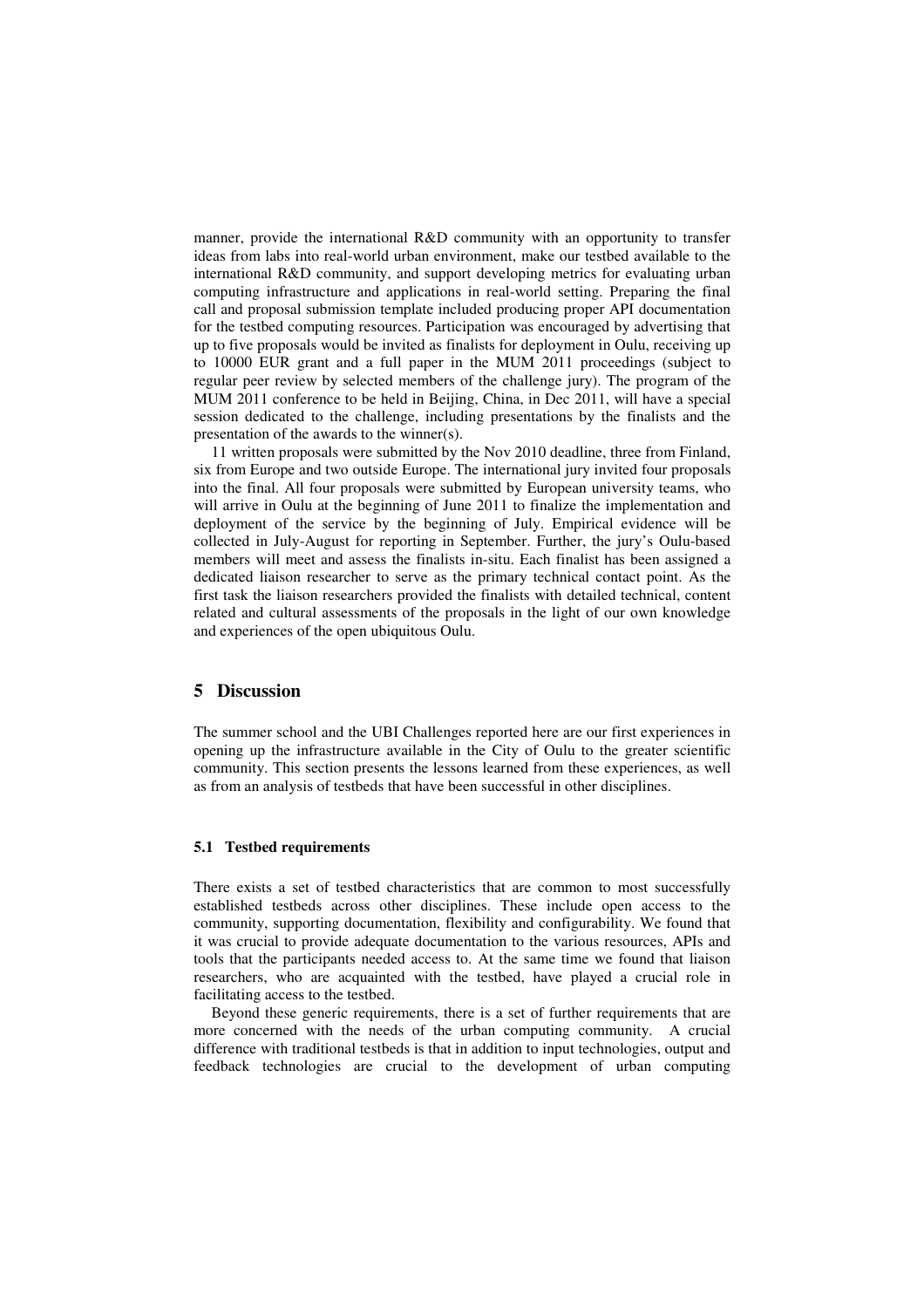manner, provide the international R&D community with an opportunity to transfer ideas from labs into real-world urban environment, make our testbed available to the international R&D community, and support developing metrics for evaluating urban computing infrastructure and applications in real-world setting. Preparing the final call and proposal submission template included producing proper API documentation for the testbed computing resources. Participation was encouraged by advertising that up to five proposals would be invited as finalists for deployment in Oulu, receiving up to 10000 EUR grant and a full paper in the MUM 2011 proceedings (subject to regular peer review by selected members of the challenge jury). The program of the MUM 2011 conference to be held in Beijing, China, in Dec 2011, will have a special session dedicated to the challenge, including presentations by the finalists and the presentation of the awards to the winner(s).

11 written proposals were submitted by the Nov 2010 deadline, three from Finland, six from Europe and two outside Europe. The international jury invited four proposals into the final. All four proposals were submitted by European university teams, who will arrive in Oulu at the beginning of June 2011 to finalize the implementation and deployment of the service by the beginning of July. Empirical evidence will be collected in July-August for reporting in September. Further, the jury's Oulu-based members will meet and assess the finalists in-situ. Each finalist has been assigned a dedicated liaison researcher to serve as the primary technical contact point. As the first task the liaison researchers provided the finalists with detailed technical, content related and cultural assessments of the proposals in the light of our own knowledge and experiences of the open ubiquitous Oulu.

## 5 Discussion

The summer school and the UBI Challenges reported here are our first experiences in opening up the infrastructure available in the City of Oulu to the greater scientific community. This section presents the lessons learned from these experiences, as well as from an analysis of testbeds that have been successful in other disciplines.

### 5.1 Testbed requirements

There exists a set of testbed characteristics that are common to most successfully established testbeds across other disciplines. These include open access to the community, supporting documentation, flexibility and configurability. We found that it was crucial to provide adequate documentation to the various resources, APIs and tools that the participants needed access to. At the same time we found that liaison researchers, who are acquainted with the testbed, have played a crucial role in facilitating access to the testbed.

Beyond these generic requirements, there is a set of further requirements that are more concerned with the needs of the urban computing community. A crucial difference with traditional testbeds is that in addition to input technologies, output and feedback technologies are crucial to the development of urban computing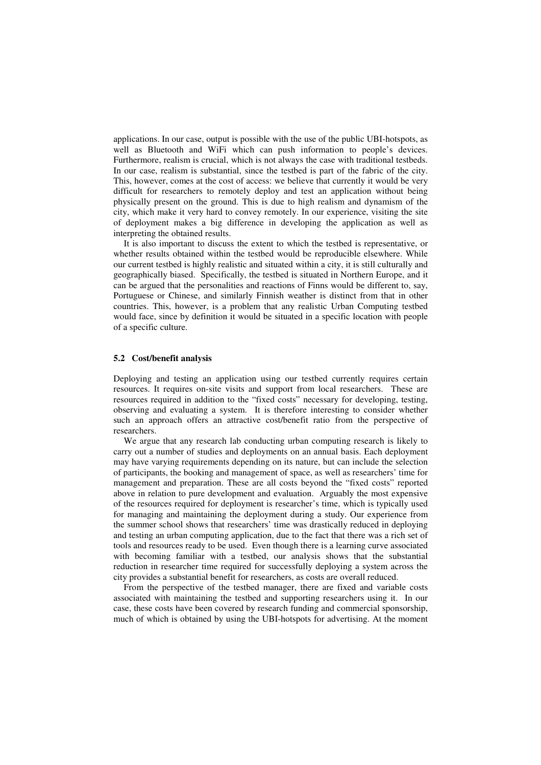applications. In our case, output is possible with the use of the public UBI-hotspots, as well as Bluetooth and WiFi which can push information to people's devices. Furthermore, realism is crucial, which is not always the case with traditional testbeds. In our case, realism is substantial, since the testbed is part of the fabric of the city. This, however, comes at the cost of access: we believe that currently it would be very difficult for researchers to remotely deploy and test an application without being physically present on the ground. This is due to high realism and dynamism of the city, which make it very hard to convey remotely. In our experience, visiting the site of deployment makes a big difference in developing the application as well as interpreting the obtained results.

It is also important to discuss the extent to which the testbed is representative, or whether results obtained within the testbed would be reproducible elsewhere. While our current testbed is highly realistic and situated within a city, it is still culturally and geographically biased. Specifically, the testbed is situated in Northern Europe, and it can be argued that the personalities and reactions of Finns would be different to, say, Portuguese or Chinese, and similarly Finnish weather is distinct from that in other countries. This, however, is a problem that any realistic Urban Computing testbed would face, since by definition it would be situated in a specific location with people of a specific culture.

### 5.2 Cost/benefit analysis

Deploying and testing an application using our testbed currently requires certain resources. It requires on-site visits and support from local researchers. These are resources required in addition to the "fixed costs" necessary for developing, testing, observing and evaluating a system. It is therefore interesting to consider whether such an approach offers an attractive cost/benefit ratio from the perspective of researchers.

We argue that any research lab conducting urban computing research is likely to carry out a number of studies and deployments on an annual basis. Each deployment may have varying requirements depending on its nature, but can include the selection of participants, the booking and management of space, as well as researchers' time for management and preparation. These are all costs beyond the "fixed costs" reported above in relation to pure development and evaluation. Arguably the most expensive of the resources required for deployment is researcher's time, which is typically used for managing and maintaining the deployment during a study. Our experience from the summer school shows that researchers' time was drastically reduced in deploying and testing an urban computing application, due to the fact that there was a rich set of tools and resources ready to be used. Even though there is a learning curve associated with becoming familiar with a testbed, our analysis shows that the substantial reduction in researcher time required for successfully deploying a system across the city provides a substantial benefit for researchers, as costs are overall reduced.

From the perspective of the testbed manager, there are fixed and variable costs associated with maintaining the testbed and supporting researchers using it. In our case, these costs have been covered by research funding and commercial sponsorship, much of which is obtained by using the UBI-hotspots for advertising. At the moment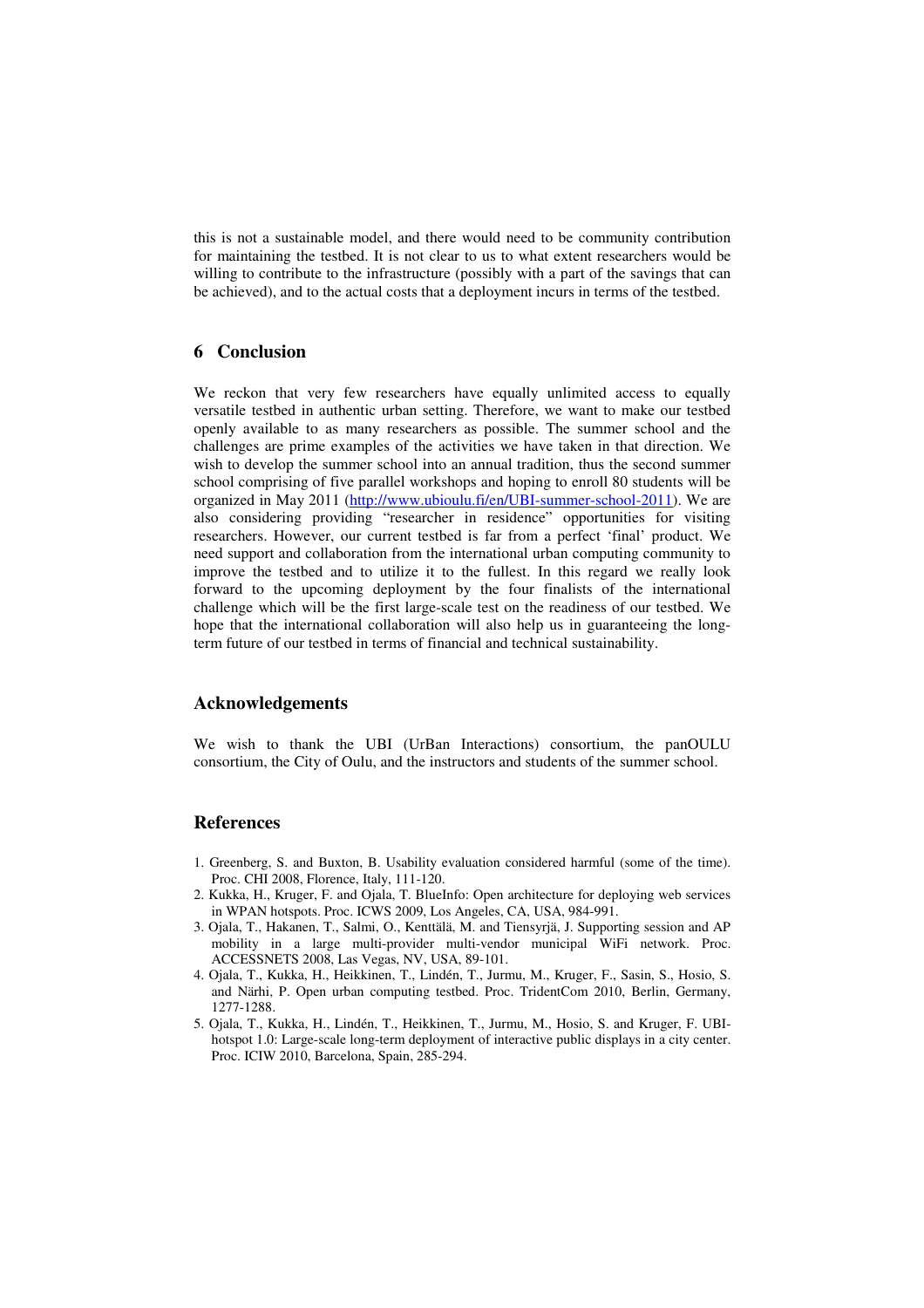this is not a sustainable model, and there would need to be community contribution for maintaining the testbed. It is not clear to us to what extent researchers would be willing to contribute to the infrastructure (possibly with a part of the savings that can be achieved), and to the actual costs that a deployment incurs in terms of the testbed.

## 6 Conclusion

We reckon that very few researchers have equally unlimited access to equally versatile testbed in authentic urban setting. Therefore, we want to make our testbed openly available to as many researchers as possible. The summer school and the challenges are prime examples of the activities we have taken in that direction. We wish to develop the summer school into an annual tradition, thus the second summer school comprising of five parallel workshops and hoping to enroll 80 students will be organized in May 2011 (http://www.ubioulu.fi/en/UBI-summer-school-2011). We are also considering providing "researcher in residence" opportunities for visiting researchers. However, our current testbed is far from a perfect 'final' product. We need support and collaboration from the international urban computing community to improve the testbed and to utilize it to the fullest. In this regard we really look forward to the upcoming deployment by the four finalists of the international challenge which will be the first large-scale test on the readiness of our testbed. We hope that the international collaboration will also help us in guaranteeing the long-term future of our testbed in terms of financial and technical sustainability.

## Acknowledgements

We wish to thank the UBI (UrBan Interactions) consortium, the panOULU consortium, the City of Oulu, and the instructors and students of the summer school.

## References

1. Greenberg, S. and Buxton, B. Usability evaluation considered harmful (some of the time). Proc. CHI 2008, Florence, Italy, 111-120.
2. Kukka, H., Kruger, F. and Ojala, T. BlueInfo: Open architecture for deploying web services in WPAN hotspots. Proc. ICWS 2009, Los Angeles, CA, USA, 984-991.
3. Ojala, T., Hakanen, T., Salmi, O., Kenttälä, M. and Tiensyrjä, J. Supporting session and AP mobility in a large multi-provider multi-vendor municipal WiFi network. Proc. ACCESSNETS 2008, Las Vegas, NV, USA, 89-101.
4. Ojala, T., Kukka, H., Heikkinen, T., Lindén, T., Jurmu, M., Kruger, F., Sasin, S., Hosio, S. and Närhi, P. Open urban computing testbed. Proc. TridentCom 2010, Berlin, Germany, 1277-1288.
5. Ojala, T., Kukka, H., Lindén, T., Heikkinen, T., Jurmu, M., Hosio, S. and Kruger, F. UBI-hotspot 1.0: Large-scale long-term deployment of interactive public displays in a city center. Proc. ICIW 2010, Barcelona, Spain, 285-294.